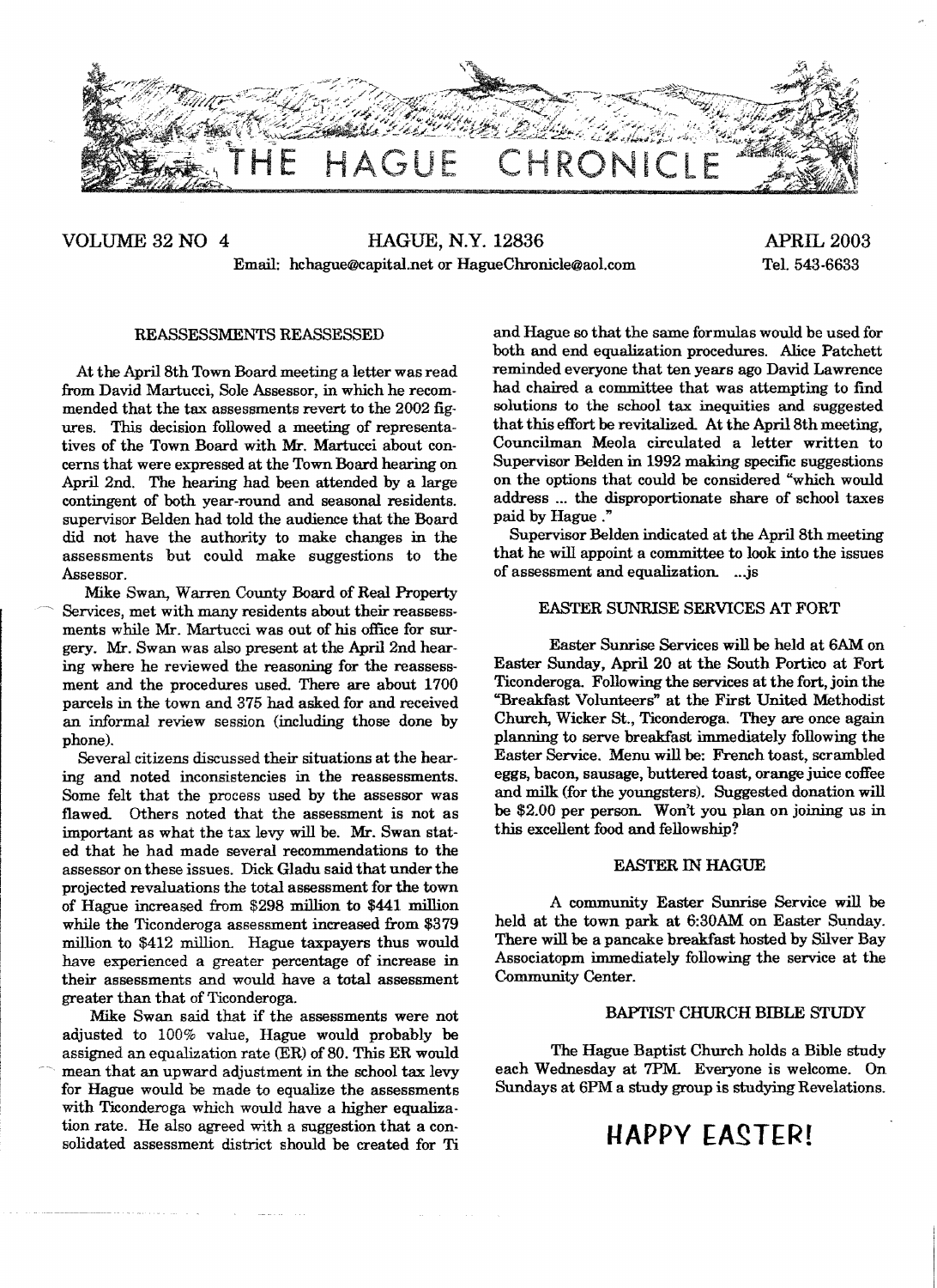# THE HAGUE CHRONICLE

VOLUME 32 NO 4 — HAGUE, N.Y. 12836 — APRIL 2003

Email: hchague@capital.net or HagueChronicle@aol.com — Tel. 543-6633

## REASSESSMENTS REASSESSED

At the April 8th Town Board meeting a letter was read from David Martucci, Sole Assessor, in which he recommended that the tax assessments revert to the 2002 figures. This decision followed a meeting of representatives of the Town Board with Mr. Martucci about concerns that were expressed at the Town Board hearing on April 2nd. The hearing had been attended by a large contingent of both year-round and seasonal residents. supervisor Belden had told the audience that the Board did not have the authority to make changes in the assessments but could make suggestions to the Assessor.

Mike Swan, Warren County Board of Real Property Services, met with many residents about their reassessments while Mr. Martucci was out of his office for surgery. Mr. Swan was also present at the April 2nd hearing where he reviewed the reasoning for the reassessment and the procedures used. There are about 1700 parcels in the town and 375 had asked for and received an informal review session (including those done by phone).

Several citizens discussed their situations at the hearing and noted inconsistencies in the reassessments. Some felt that the process used by the assessor was flawed. Others noted that the assessment is not as important as what the tax levy will be. Mr. Swan stated that he had made several recommendations to the assessor on these issues. Dick Gladu said that under the projected revaluations the total assessment for the town of Hague increased from $298 million to $441 million while the Ticonderoga assessment increased from $379 million to $412 million. Hague taxpayers thus would have experienced a greater percentage of increase in their assessments and would have a total assessment greater than that of Ticonderoga.

Mike Swan said that if the assessments were not adjusted to 100% value, Hague would probably be assigned an equalization rate (ER) of 80. This ER would mean that an upward adjustment in the school tax levy for Hague would be made to equalize the assessments with Ticonderoga which would have a higher equalization rate. He also agreed with a suggestion that a consolidated assessment district should be created for Ti and Hague so that the same formulas would be used for both and end equalization procedures. Alice Patchett reminded everyone that ten years ago David Lawrence had chaired a committee that was attempting to find solutions to the school tax inequities and suggested that this effort be revitalized. At the April 8th meeting, Councilman Meola circulated a letter written to Supervisor Belden in 1992 making specific suggestions on the options that could be considered "which would address ... the disproportionate share of school taxes paid by Hague ."

Supervisor Belden indicated at the April 8th meeting that he will appoint a committee to look into the issues of assessment and equalization. ...js

## EASTER SUNRISE SERVICES AT FORT

Easter Sunrise Services will be held at 6AM on Easter Sunday, April 20 at the South Portico at Fort Ticonderoga. Following the services at the fort, join the "Breakfast Volunteers" at the First United Methodist Church, Wicker St., Ticonderoga. They are once again planning to serve breakfast immediately following the Easter Service. Menu will be: French toast, scrambled eggs, bacon, sausage, buttered toast, orange juice coffee and milk (for the youngsters). Suggested donation will be $2.00 per person. Won't you plan on joining us in this excellent food and fellowship?

## EASTER IN HAGUE

A community Easter Sunrise Service will be held at the town park at 6:30AM on Easter Sunday. There will be a pancake breakfast hosted by Silver Bay Associatopm immediately following the service at the Community Center.

## BAPTIST CHURCH BIBLE STUDY

The Hague Baptist Church holds a Bible study each Wednesday at 7PM. Everyone is welcome. On Sundays at 6PM a study group is studying Revelations.

# HAPPY EASTER!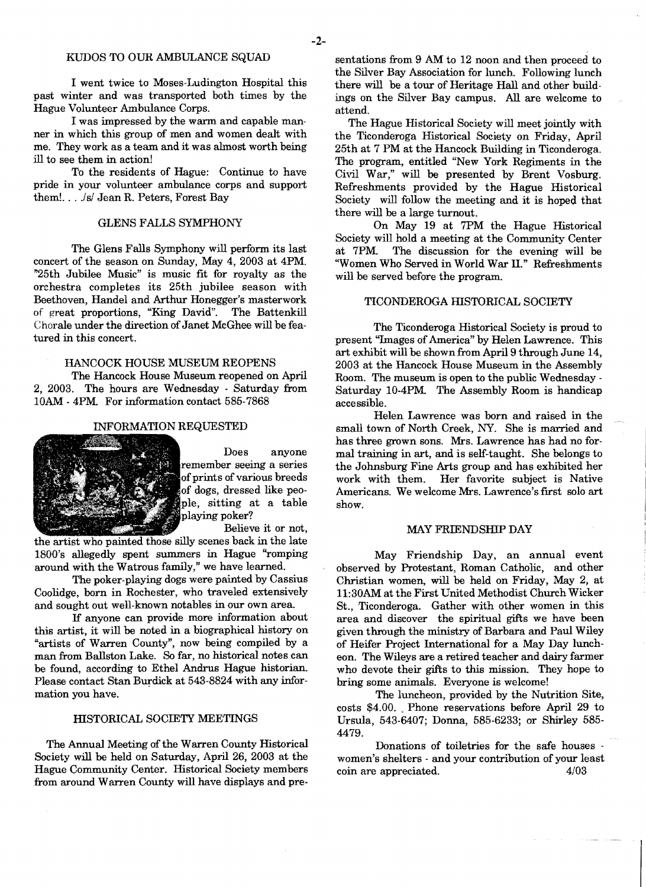## KUDOS TO OUR AMBULANCE SQUAD

I went twice to Moses-Ludington Hospital this past winter and was transported both times by the Hague Volunteer Ambulance Corps.

I was impressed by the warm and capable manner in which this group of men and women dealt with me. They work as a team and it was almost worth being ill to see them in action!

To the residents of Hague: Continue to have pride in your volunteer ambulance corps and support them!. . . /s/ Jean R. Peters, Forest Bay

## GLENS FALLS SYMPHONY

The Glens Falls Symphony will perform its last concert of the season on Sunday, May 4, 2003 at 4PM. "25th Jubilee Music" is music fit for royalty as the orchestra completes its 25th jubilee season with Beethoven, Handel and Arthur Honegger's masterwork of great proportions, "King David". The Battenkill Chorale under the direction of Janet McGhee will be featured in this concert.

## HANCOCK HOUSE MUSEUM REOPENS

The Hancock House Museum reopened on April 2, 2003. The hours are Wednesday - Saturday from 10AM - 4PM. For information contact 585-7868

## INFORMATION REQUESTED

Does anyone remember seeing a series of prints of various breeds of dogs, dressed like people, sitting at a table playing poker?

Believe it or not, the artist who painted those silly scenes back in the late 1800's allegedly spent summers in Hague "romping around with the Watrous family," we have learned.

The poker-playing dogs were painted by Cassius Coolidge, born in Rochester, who traveled extensively and sought out well-known notables in our own area.

If anyone can provide more information about this artist, it will be noted in a biographical history on "artists of Warren County", now being compiled by a man from Ballston Lake. So far, no historical notes can be found, according to Ethel Andrus Hague historian. Please contact Stan Burdick at 543-8824 with any information you have.

## HISTORICAL SOCIETY MEETINGS

The Annual Meeting of the Warren County Historical Society will be held on Saturday, April 26, 2003 at the Hague Community Center. Historical Society members from around Warren County will have displays and presentations from 9 AM to 12 noon and then proceed to the Silver Bay Association for lunch. Following lunch there will be a tour of Heritage Hall and other buildings on the Silver Bay campus. All are welcome to attend.

The Hague Historical Society will meet jointly with the Ticonderoga Historical Society on Friday, April 25th at 7 PM at the Hancock Building in Ticonderoga. The program, entitled "New York Regiments in the Civil War," will be presented by Brent Vosburg. Refreshments provided by the Hague Historical Society will follow the meeting and it is hoped that there will be a large turnout.

On May 19 at 7PM the Hague Historical Society will hold a meeting at the Community Center at 7PM. The discussion for the evening will be "Women Who Served in World War II." Refreshments will be served before the program.

## TICONDEROGA HISTORICAL SOCIETY

The Ticonderoga Historical Society is proud to present "Images of America" by Helen Lawrence. This art exhibit will be shown from April 9 through June 14, 2003 at the Hancock House Museum in the Assembly Room. The museum is open to the public Wednesday - Saturday 10-4PM. The Assembly Room is handicap accessible.

Helen Lawrence was born and raised in the small town of North Creek, NY. She is married and has three grown sons. Mrs. Lawrence has had no formal training in art, and is self-taught. She belongs to the Johnsburg Fine Arts group and has exhibited her work with them. Her favorite subject is Native Americans. We welcome Mrs. Lawrence's first solo art show.

## MAY FRIENDSHIP DAY

May Friendship Day, an annual event observed by Protestant, Roman Catholic, and other Christian women, will be held on Friday, May 2, at 11:30AM at the First United Methodist Church Wicker St., Ticonderoga. Gather with other women in this area and discover the spiritual gifts we have been given through the ministry of Barbara and Paul Wiley of Heifer Project International for a May Day luncheon. The Wileys are a retired teacher and dairy farmer who devote their gifts to this mission. They hope to bring some animals. Everyone is welcome!

The luncheon, provided by the Nutrition Site, costs $4.00. Phone reservations before April 29 to Ursula, 543-6407; Donna, 585-6233; or Shirley 585-4479.

Donations of toiletries for the safe houses - women's shelters - and your contribution of your least coin are appreciated. 4/03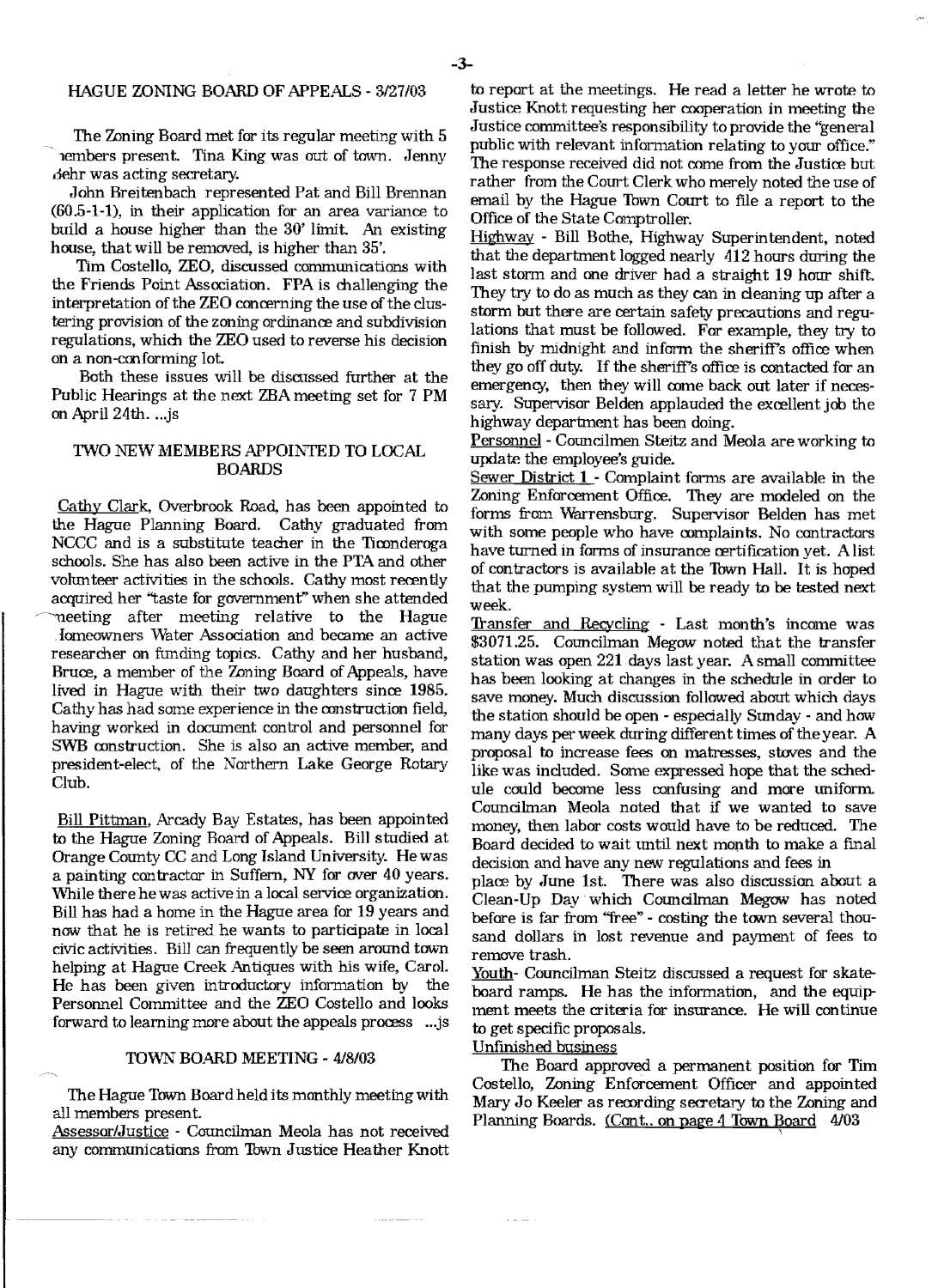## HAGUE ZONING BOARD OF APPEALS - 3/27/03

The Zoning Board met for its regular meeting with 5 members present. Tina King was out of town. Jenny Mehr was acting secretary.

John Breitenbach represented Pat and Bill Brennan (60.5-1-1), in their application for an area variance to build a house higher than the 30' limit. An existing house, that will be removed, is higher than 35'.

Tim Costello, ZEO, discussed communications with the Friends Point Association. FPA is challenging the interpretation of the ZEO concerning the use of the clustering provision of the zoning ordinance and subdivision regulations, which the ZEO used to reverse his decision on a non-conforming lot.

Both these issues will be discussed further at the Public Hearings at the next ZBA meeting set for 7 PM on April 24th. ...js

## TWO NEW MEMBERS APPOINTED TO LOCAL BOARDS

Cathy Clark, Overbrook Road, has been appointed to the Hague Planning Board. Cathy graduated from NCCC and is a substitute teacher in the Ticonderoga schools. She has also been active in the PTA and other volunteer activities in the schools. Cathy most recently acquired her "taste for government" when she attended meeting after meeting relative to the Hague Homeowners Water Association and became an active researcher on funding topics. Cathy and her husband, Bruce, a member of the Zoning Board of Appeals, have lived in Hague with their two daughters since 1985. Cathy has had some experience in the construction field, having worked in document control and personnel for SWB construction. She is also an active member, and president-elect, of the Northern Lake George Rotary Club.

Bill Pittman, Arcady Bay Estates, has been appointed to the Hague Zoning Board of Appeals. Bill studied at Orange County CC and Long Island University. He was a painting contractor in Suffern, NY for over 40 years. While there he was active in a local service organization. Bill has had a home in the Hague area for 19 years and now that he is retired he wants to participate in local civic activities. Bill can frequently be seen around town helping at Hague Creek Antiques with his wife, Carol. He has been given introductory information by the Personnel Committee and the ZEO Costello and looks forward to learning more about the appeals process ...js

## TOWN BOARD MEETING - 4/8/03

The Hague Town Board held its monthly meeting with all members present.

Assessor/Justice - Councilman Meola has not received any communications from Town Justice Heather Knott to report at the meetings. He read a letter he wrote to Justice Knott requesting her cooperation in meeting the Justice committee's responsibility to provide the "general public with relevant information relating to your office." The response received did not come from the Justice but rather from the Court Clerk who merely noted the use of email by the Hague Town Court to file a report to the Office of the State Comptroller.

Highway - Bill Bothe, Highway Superintendent, noted that the department logged nearly 412 hours during the last storm and one driver had a straight 19 hour shift. They try to do as much as they can in cleaning up after a storm but there are certain safety precautions and regulations that must be followed. For example, they try to finish by midnight and inform the sheriff's office when they go off duty. If the sheriff's office is contacted for an emergency, then they will come back out later if necessary. Supervisor Belden applauded the excellent job the highway department has been doing.

Personnel - Councilmen Steitz and Meola are working to update the employee's guide.

Sewer District 1 - Complaint forms are available in the Zoning Enforcement Office. They are modeled on the forms from Warrensburg. Supervisor Belden has met with some people who have complaints. No contractors have turned in forms of insurance certification yet. A list of contractors is available at the Town Hall. It is hoped that the pumping system will be ready to be tested next week.

Transfer and Recycling - Last month's income was $3071.25. Councilman Megow noted that the transfer station was open 221 days last year. A small committee has been looking at changes in the schedule in order to save money. Much discussion followed about which days the station should be open - especially Sunday - and how many days per week during different times of the year. A proposal to increase fees on mattresses, stoves and the like was included. Some expressed hope that the schedule could become less confusing and more uniform. Councilman Meola noted that if we wanted to save money, then labor costs would have to be reduced. The Board decided to wait until next month to make a final decision and have any new regulations and fees in place by June 1st. There was also discussion about a Clean-Up Day which Councilman Megow has noted before is far from "free" - costing the town several thousand dollars in lost revenue and payment of fees to remove trash.

Youth- Councilman Steitz discussed a request for skateboard ramps. He has the information, and the equipment meets the criteria for insurance. He will continue to get specific proposals.

Unfinished business

The Board approved a permanent position for Tim Costello, Zoning Enforcement Officer and appointed Mary Jo Keeler as recording secretary to the Zoning and Planning Boards. (Cont.. on page 4 Town Board 4/03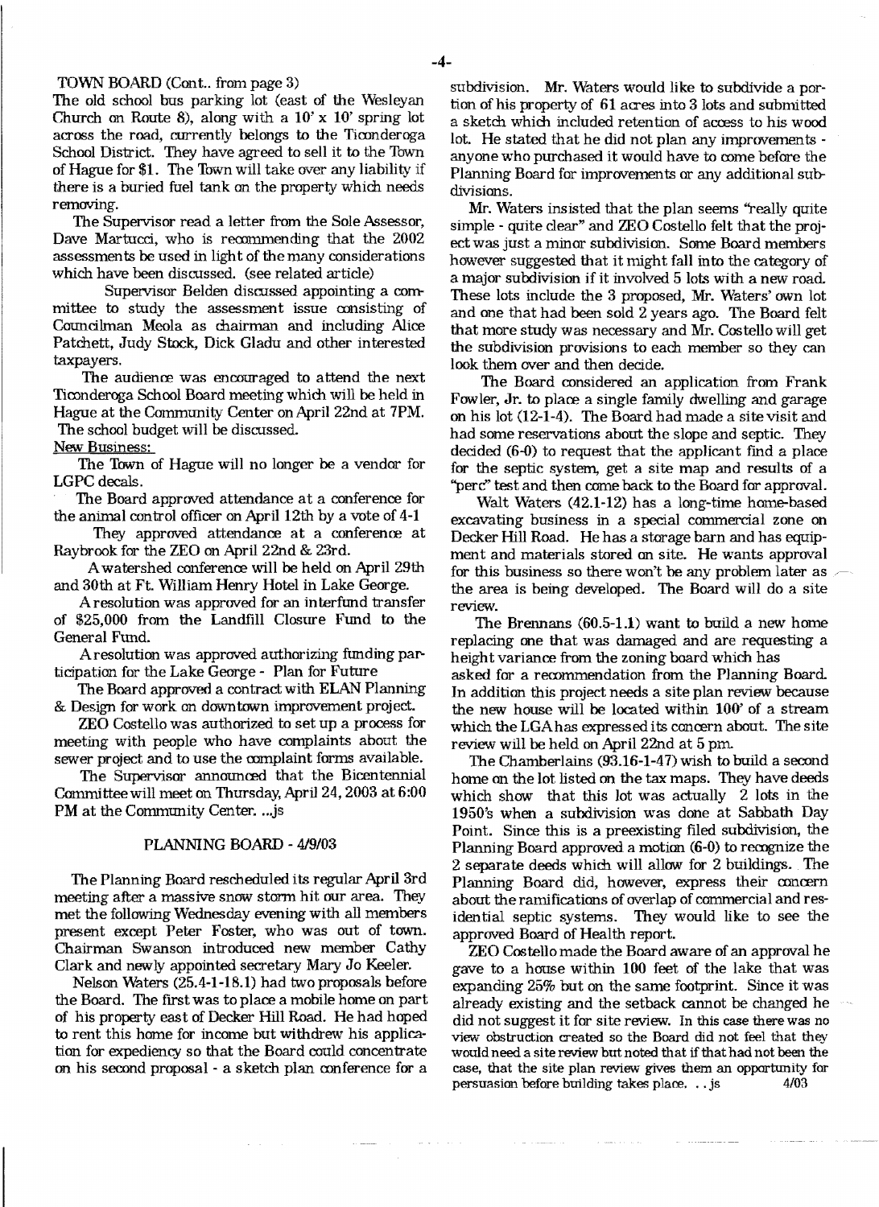TOWN BOARD (Cont.. from page 3)

The old school bus parking lot (east of the Wesleyan Church on Route 8), along with a 10' x 10' spring lot across the road, currently belongs to the Ticonderoga School District. They have agreed to sell it to the Town of Hague for $1. The Town will take over any liability if there is a buried fuel tank on the property which needs removing.

The Supervisor read a letter from the Sole Assessor, Dave Martucci, who is recommending that the 2002 assessments be used in light of the many considerations which have been discussed. (see related article)

Supervisor Belden discussed appointing a committee to study the assessment issue consisting of Councilman Meola as chairman and including Alice Patchett, Judy Stock, Dick Gladu and other interested taxpayers.

The audience was encouraged to attend the next Ticonderoga School Board meeting which will be held in Hague at the Community Center on April 22nd at 7PM. The school budget will be discussed.

New Business:

The Town of Hague will no longer be a vendor for LGPC decals.

The Board approved attendance at a conference for the animal control officer on April 12th by a vote of 4-1

They approved attendance at a conference at Raybrook for the ZEO on April 22nd & 23rd.

A watershed conference will be held on April 29th and 30th at Ft. William Henry Hotel in Lake George.

A resolution was approved for an interfund transfer of $25,000 from the Landfill Closure Fund to the General Fund.

A resolution was approved authorizing funding participation for the Lake George - Plan for Future

The Board approved a contract with ELAN Planning & Design for work on downtown improvement project.

ZEO Costello was authorized to set up a process for meeting with people who have complaints about the sewer project and to use the complaint forms available.

The Supervisor announced that the Bicentennial Committee will meet on Thursday, April 24, 2003 at 6:00 PM at the Community Center. ...js

## PLANNING BOARD - 4/9/03

The Planning Board rescheduled its regular April 3rd meeting after a massive snow storm hit our area. They met the following Wednesday evening with all members present except Peter Foster, who was out of town. Chairman Swanson introduced new member Cathy Clark and newly appointed secretary Mary Jo Keeler.

Nelson Waters (25.4-1-18.1) had two proposals before the Board. The first was to place a mobile home on part of his property east of Decker Hill Road. He had hoped to rent this home for income but withdrew his application for expediency so that the Board could concentrate on his second proposal - a sketch plan conference for a subdivision. Mr. Waters would like to subdivide a portion of his property of 61 acres into 3 lots and submitted a sketch which included retention of access to his wood lot. He stated that he did not plan any improvements - anyone who purchased it would have to come before the Planning Board for improvements or any additional subdivisions.

Mr. Waters insisted that the plan seems "really quite simple - quite clear" and ZEO Costello felt that the project was just a minor subdivision. Some Board members however suggested that it might fall into the category of a major subdivision if it involved 5 lots with a new road. These lots include the 3 proposed, Mr. Waters' own lot and one that had been sold 2 years ago. The Board felt that more study was necessary and Mr. Costello will get the subdivision provisions to each member so they can look them over and then decide.

The Board considered an application from Frank Fowler, Jr. to place a single family dwelling and garage on his lot (12-1-4). The Board had made a site visit and had some reservations about the slope and septic. They decided (6-0) to request that the applicant find a place for the septic system, get a site map and results of a "perc" test and then come back to the Board for approval.

Walt Waters (42.1-12) has a long-time home-based excavating business in a special commercial zone on Decker Hill Road. He has a storage barn and has equipment and materials stored on site. He wants approval for this business so there won't be any problem later as the area is being developed. The Board will do a site review.

The Brennans (60.5-1.1) want to build a new home replacing one that was damaged and are requesting a height variance from the zoning board which has asked for a recommendation from the Planning Board. In addition this project needs a site plan review because the new house will be located within 100' of a stream which the LGA has expressed its concern about. The site review will be held on April 22nd at 5 pm.

The Chamberlains (93.16-1-47) wish to build a second home on the lot listed on the tax maps. They have deeds which show that this lot was actually 2 lots in the 1950's when a subdivision was done at Sabbath Day Point. Since this is a preexisting filed subdivision, the Planning Board approved a motion (6-0) to recognize the 2 separate deeds which will allow for 2 buildings. The Planning Board did, however, express their concern about the ramifications of overlap of commercial and residential septic systems. They would like to see the approved Board of Health report.

ZEO Costello made the Board aware of an approval he gave to a house within 100 feet of the lake that was expanding 25% but on the same footprint. Since it was already existing and the setback cannot be changed he did not suggest it for site review. In this case there was no view obstruction created so the Board did not feel that they would need a site review but noted that if that had not been the case, that the site plan review gives them an opportunity for persuasion before building takes place. . . js 4/03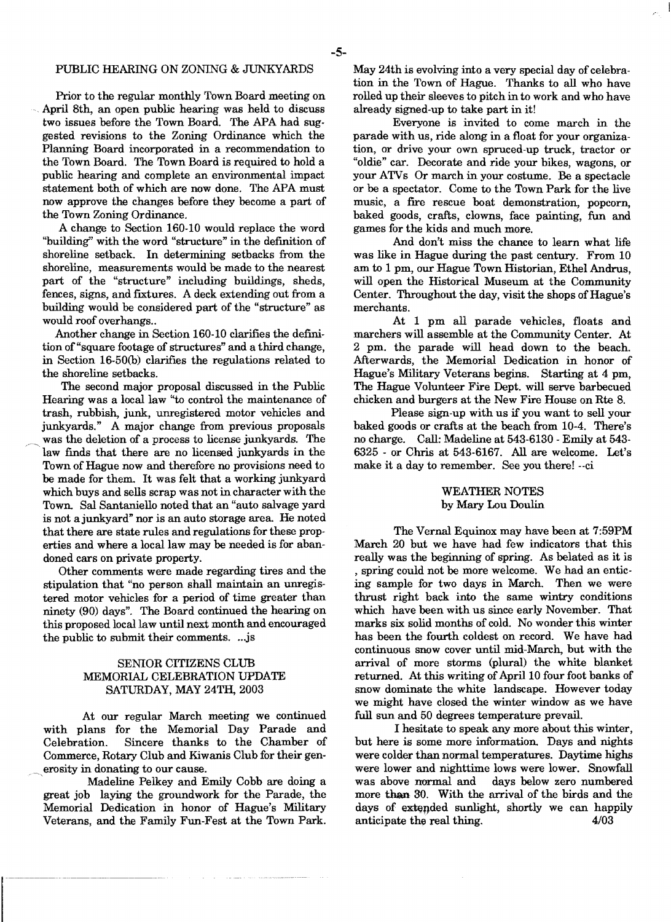## PUBLIC HEARING ON ZONING & JUNKYARDS

Prior to the regular monthly Town Board meeting on April 8th, an open public hearing was held to discuss two issues before the Town Board. The APA had suggested revisions to the Zoning Ordinance which the Planning Board incorporated in a recommendation to the Town Board. The Town Board is required to hold a public hearing and complete an environmental impact statement both of which are now done. The APA must now approve the changes before they become a part of the Town Zoning Ordinance.

A change to Section 160-10 would replace the word "building" with the word "structure" in the definition of shoreline setback. In determining setbacks from the shoreline, measurements would be made to the nearest part of the "structure" including buildings, sheds, fences, signs, and fixtures. A deck extending out from a building would be considered part of the "structure" as would roof overhangs..

Another change in Section 160-10 clarifies the definition of "square footage of structures" and a third change, in Section 16-50(b) clarifies the regulations related to the shoreline setbacks.

The second major proposal discussed in the Public Hearing was a local law "to control the maintenance of trash, rubbish, junk, unregistered motor vehicles and junkyards." A major change from previous proposals was the deletion of a process to license junkyards. The law finds that there are no licensed junkyards in the Town of Hague now and therefore no provisions need to be made for them. It was felt that a working junkyard which buys and sells scrap was not in character with the Town. Sal Santaniello noted that an "auto salvage yard is not a junkyard" nor is an auto storage area. He noted that there are state rules and regulations for these properties and where a local law may be needed is for abandoned cars on private property.

Other comments were made regarding tires and the stipulation that "no person shall maintain an unregistered motor vehicles for a period of time greater than ninety (90) days". The Board continued the hearing on this proposed local law until next month and encouraged the public to submit their comments. ...js

## SENIOR CITIZENS CLUB MEMORIAL CELEBRATION UPDATE SATURDAY, MAY 24TH, 2003

At our regular March meeting we continued with plans for the Memorial Day Parade and Celebration. Sincere thanks to the Chamber of Commerce, Rotary Club and Kiwanis Club for their generosity in donating to our cause.

Madeline Pelkey and Emily Cobb are doing a great job laying the groundwork for the Parade, the Memorial Dedication in honor of Hague's Military Veterans, and the Family Fun-Fest at the Town Park. May 24th is evolving into a very special day of celebration in the Town of Hague. Thanks to all who have rolled up their sleeves to pitch in to work and who have already signed-up to take part in it!

Everyone is invited to come march in the parade with us, ride along in a float for your organization, or drive your own spruced-up truck, tractor or "oldie" car. Decorate and ride your bikes, wagons, or your ATVs Or march in your costume. Be a spectacle or be a spectator. Come to the Town Park for the live music, a fire rescue boat demonstration, popcorn, baked goods, crafts, clowns, face painting, fun and games for the kids and much more.

And don't miss the chance to learn what life was like in Hague during the past century. From 10 am to 1 pm, our Hague Town Historian, Ethel Andrus, will open the Historical Museum at the Community Center. Throughout the day, visit the shops of Hague's merchants.

At 1 pm all parade vehicles, floats and marchers will assemble at the Community Center. At 2 pm. the parade will head down to the beach. Afterwards, the Memorial Dedication in honor of Hague's Military Veterans begins. Starting at 4 pm, The Hague Volunteer Fire Dept. will serve barbecued chicken and burgers at the New Fire House on Rte 8.

Please sign-up with us if you want to sell your baked goods or crafts at the beach from 10-4. There's no charge. Call: Madeline at 543-6130 - Emily at 543-6325 - or Chris at 543-6167. All are welcome. Let's make it a day to remember. See you there! --ci

## WEATHER NOTES
by Mary Lou Doulin

The Vernal Equinox may have been at 7:59PM March 20 but we have had few indicators that this really was the beginning of spring. As belated as it is , spring could not be more welcome. We had an enticing sample for two days in March. Then we were thrust right back into the same wintry conditions which have been with us since early November. That marks six solid months of cold. No wonder this winter has been the fourth coldest on record. We have had continuous snow cover until mid-March, but with the arrival of more storms (plural) the white blanket returned. At this writing of April 10 four foot banks of snow dominate the white landscape. However today we might have closed the winter window as we have full sun and 50 degrees temperature prevail.

I hesitate to speak any more about this winter, but here is some more information. Days and nights were colder than normal temperatures. Daytime highs were lower and nighttime lows were lower. Snowfall was above normal and days below zero numbered more than 30. With the arrival of the birds and the days of extended sunlight, shortly we can happily anticipate the real thing. 4/03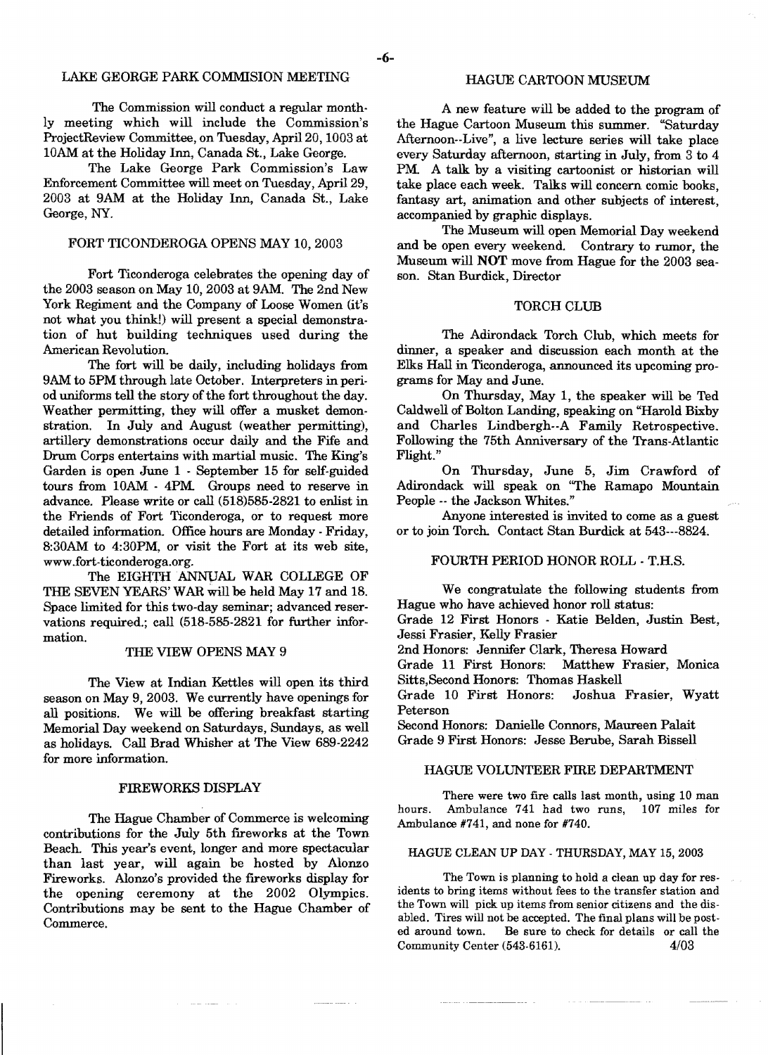## LAKE GEORGE PARK COMMISION MEETING

The Commission will conduct a regular monthly meeting which will include the Commission's ProjectReview Committee, on Tuesday, April 20, 1003 at 10AM at the Holiday Inn, Canada St., Lake George.

The Lake George Park Commission's Law Enforcement Committee will meet on Tuesday, April 29, 2003 at 9AM at the Holiday Inn, Canada St., Lake George, NY.

## FORT TICONDEROGA OPENS MAY 10, 2003

Fort Ticonderoga celebrates the opening day of the 2003 season on May 10, 2003 at 9AM. The 2nd New York Regiment and the Company of Loose Women (it's not what you think!) will present a special demonstration of hut building techniques used during the American Revolution.

The fort will be daily, including holidays from 9AM to 5PM through late October. Interpreters in period uniforms tell the story of the fort throughout the day. Weather permitting, they will offer a musket demonstration. In July and August (weather permitting), artillery demonstrations occur daily and the Fife and Drum Corps entertains with martial music. The King's Garden is open June 1 - September 15 for self-guided tours from 10AM - 4PM. Groups need to reserve in advance. Please write or call (518)585-2821 to enlist in the Friends of Fort Ticonderoga, or to request more detailed information. Office hours are Monday - Friday, 8:30AM to 4:30PM, or visit the Fort at its web site, www.fort-ticonderoga.org.

The EIGHTH ANNUAL WAR COLLEGE OF THE SEVEN YEARS' WAR will be held May 17 and 18. Space limited for this two-day seminar; advanced reservations required.; call (518-585-2821 for further information.

## THE VIEW OPENS MAY 9

The View at Indian Kettles will open its third season on May 9, 2003. We currently have openings for all positions. We will be offering breakfast starting Memorial Day weekend on Saturdays, Sundays, as well as holidays. Call Brad Whisher at The View 689-2242 for more information.

## FIREWORKS DISPLAY

The Hague Chamber of Commerce is welcoming contributions for the July 5th fireworks at the Town Beach. This year's event, longer and more spectacular than last year, will again be hosted by Alonzo Fireworks. Alonzo's provided the fireworks display for the opening ceremony at the 2002 Olympics. Contributions may be sent to the Hague Chamber of Commerce.

## HAGUE CARTOON MUSEUM

A new feature will be added to the program of the Hague Cartoon Museum this summer. "Saturday Afternoon--Live", a live lecture series will take place every Saturday afternoon, starting in July, from 3 to 4 PM. A talk by a visiting cartoonist or historian will take place each week. Talks will concern comic books, fantasy art, animation and other subjects of interest, accompanied by graphic displays.

The Museum will open Memorial Day weekend and be open every weekend. Contrary to rumor, the Museum will **NOT** move from Hague for the 2003 season. Stan Burdick, Director

## TORCH CLUB

The Adirondack Torch Club, which meets for dinner, a speaker and discussion each month at the Elks Hall in Ticonderoga, announced its upcoming programs for May and June.

On Thursday, May 1, the speaker will be Ted Caldwell of Bolton Landing, speaking on "Harold Bixby and Charles Lindbergh--A Family Retrospective. Following the 75th Anniversary of the Trans-Atlantic Flight."

On Thursday, June 5, Jim Crawford of Adirondack will speak on "The Ramapo Mountain People -- the Jackson Whites."

Anyone interested is invited to come as a guest or to join Torch. Contact Stan Burdick at 543---8824.

## FOURTH PERIOD HONOR ROLL - T.H.S.

We congratulate the following students from Hague who have achieved honor roll status:

Grade 12 First Honors - Katie Belden, Justin Best, Jessi Frasier, Kelly Frasier
2nd Honors: Jennifer Clark, Theresa Howard
Grade 11 First Honors: Matthew Frasier, Monica Sitts,Second Honors: Thomas Haskell
Grade 10 First Honors: Joshua Frasier, Wyatt Peterson
Second Honors: Danielle Connors, Maureen Palait
Grade 9 First Honors: Jesse Berube, Sarah Bissell

## HAGUE VOLUNTEER FIRE DEPARTMENT

There were two fire calls last month, using 10 man hours. Ambulance 741 had two runs, 107 miles for Ambulance #741, and none for #740.

## HAGUE CLEAN UP DAY - THURSDAY, MAY 15, 2003

The Town is planning to hold a clean up day for residents to bring items without fees to the transfer station and the Town will pick up items from senior citizens and the disabled. Tires will not be accepted. The final plans will be posted around town. Be sure to check for details or call the Community Center (543-6161). 4/03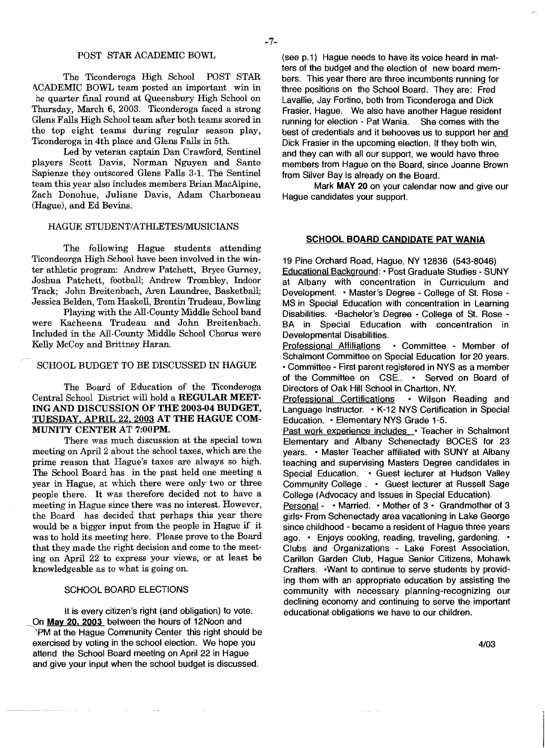## POST STAR ACADEMIC BOWL

The Ticonderoga High School POST STAR ACADEMIC BOWL team posted an important win in he quarter final round at Queensbury High School on Thursday, March 6, 2003. Ticonderoga faced a strong Glens Falls High School team after both teams scored in the top eight teams during regular season play, Ticonderoga in 4th place and Glens Falls in 5th.

Led by veteran captain Dan Crawford, Sentinel players Scott Davis, Norman Nguyen and Santo Sapienze they outscored Glens Falls 3-1. The Sentinel team this year also includes members Brian MacAlpine, Zach Donohue, Juliane Davis, Adam Charboneau (Hague), and Ed Bevins.

## HAGUE STUDENT/ATHLETES/MUSICIANS

The following Hague students attending Ticondeorga High School have been involved in the winter athletic program: Andrew Patchett, Bryce Gurney, Joshua Patchett, football; Andrew Trombley, Indoor Track; John Breitenbach, Aren Laundree, Basketball; Jessica Belden, Tom Haskell, Brentin Trudeau, Bowling

Playing with the All-County Middle School band were Kacheena Trudeau and John Breitenbach. Included in the All-County Middle School Chorus were Kelly McCoy and Brittney Haran.

## SCHOOL BUDGET TO BE DISCUSSED IN HAGUE

The Board of Education of the Ticonderoga Central School District will hold a **REGULAR MEETING AND DISCUSSION OF THE 2003-04 BUDGET, TUESDAY, APRIL 22, 2003 AT THE HAGUE COMMUNITY CENTER AT 7:00PM.**

There was much discussion at the special town meeting on April 2 about the school taxes, which are the prime reason that Hague's taxes are always so high. The School Board has in the past held one meeting a year in Hague, at which there were only two or three people there. It was therefore decided not to have a meeting in Hague since there was no interest. However, the Board has decided that perhaps this year there would be a bigger input from the people in Hague if it was to hold its meeting here. Please prove to the Board that they made the right decision and come to the meeting on April 22 to express your views, or at least be knowledgeable as to what is going on.

## SCHOOL BOARD ELECTIONS

It is every citizen's right (and obligation) to vote. On **May 20, 2003** between the hours of 12Noon and PM at the Hague Community Center this right should be exercised by voting in the school election. We hope you attend the School Board meeting on April 22 in Hague and give your input when the school budget is discussed. (see p.1) Hague needs to have its voice heard in matters of the budget and the election of new board members. This year there are three incumbents running for three positions on the School Board. They are: Fred Lavallie, Jay Fortino, both from Ticonderoga and Dick Frasier, Hague. We also have another Hague resident running for election - Pat Wania. She comes with the best of credentials and it behooves us to support her and Dick Frasier in the upcoming election. If they both win, and they can with all our support, we would have three members from Hague on the Board, since Joanne Brown from Silver Bay is already on the Board.

Mark **MAY 20** on your calendar now and give our Hague candidates your support.

## SCHOOL BOARD CANDIDATE PAT WANIA

19 Pine Orchard Road, Hague, NY 12836 (543-8046)

Educational Background: • Post Graduate Studies - SUNY at Albany with concentration in Curriculum and Development. • Master's Degree - College of St. Rose - MS in Special Education with concentration in Learning Disabilities. •Bachelor's Degree - College of St. Rose - BA in Special Education with concentration in Developmental Disabilities.

Professional Affiliations • Committee - Member of Schalmont Committee on Special Education for 20 years. • Committee - First parent registered in NYS as a member of the Committee on CSE.. • Served on Board of Directors of Oak Hill School in Charlton, NY.

Professional Certifications • Wilson Reading and Language Instructor. • K-12 NYS Certification in Special Education. • Elementary NYS Grade 1-5.

Past work experience includes • Teacher in Schalmont Elementary and Albany Schenectady BOCES for 23 years. • Master Teacher affiliated with SUNY at Albany teaching and supervising Masters Degree candidates in Special Education. • Guest lecturer at Hudson Valley Community College . • Guest lecturer at Russell Sage College (Advocacy and Issues in Special Education).

Personal - • Married. • Mother of 3 • Grandmother of 3 girls• From Schenectady area vacationing in Lake George since childhood - became a resident of Hague three years ago. • Enjoys cooking, reading, traveling, gardening. • Clubs and Organizations - Lake Forest Association, Carillon Garden Club, Hague Senior Citizens, Mohawk Crafters. •Want to continue to serve students by providing them with an appropriate education by assisting the community with necessary planning-recognizing our declining economy and continuing to serve the important educational obligations we have to our children.

4/03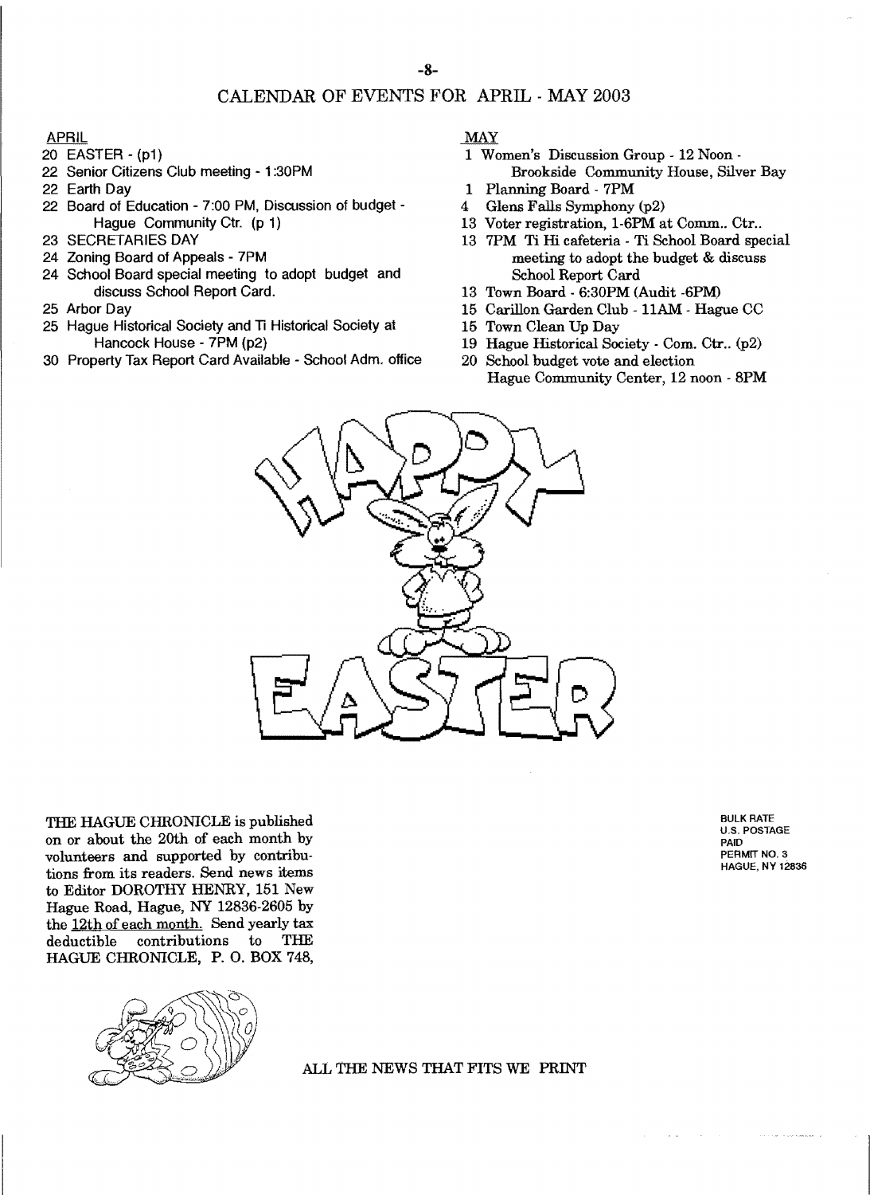# CALENDAR OF EVENTS FOR APRIL - MAY 2003

## APRIL

- 20 EASTER - (p1)
- 22 Senior Citizens Club meeting - 1:30PM
- 22 Earth Day
- 22 Board of Education - 7:00 PM, Discussion of budget - Hague Community Ctr. (p 1)
- 23 SECRETARIES DAY
- 24 Zoning Board of Appeals - 7PM
- 24 School Board special meeting to adopt budget and discuss School Report Card.
- 25 Arbor Day
- 25 Hague Historical Society and Ti Historical Society at Hancock House - 7PM (p2)
- 30 Property Tax Report Card Available - School Adm. office

## MAY

- 1 Women's Discussion Group - 12 Noon - Brookside Community House, Silver Bay
- 1 Planning Board - 7PM
- 4 Glens Falls Symphony (p2)
- 13 Voter registration, 1-6PM at Comm.. Ctr..
- 13 7PM Ti Hi cafeteria - Ti School Board special meeting to adopt the budget & discuss School Report Card
- 13 Town Board - 6:30PM (Audit -6PM)
- 15 Carillon Garden Club - 11AM - Hague CC
- 15 Town Clean Up Day
- 19 Hague Historical Society - Com. Ctr.. (p2)
- 20 School budget vote and election Hague Community Center, 12 noon - 8PM

HAPPY EASTER

THE HAGUE CHRONICLE is published on or about the 20th of each month by volunteers and supported by contributions from its readers. Send news items to Editor DOROTHY HENRY, 151 New Hague Road, Hague, NY 12836-2605 by the 12th of each month. Send yearly tax deductible contributions to THE HAGUE CHRONICLE, P. O. BOX 748,

BULK RATE
U.S. POSTAGE
PAID
PERMIT NO. 3
HAGUE, NY 12836

ALL THE NEWS THAT FITS WE PRINT